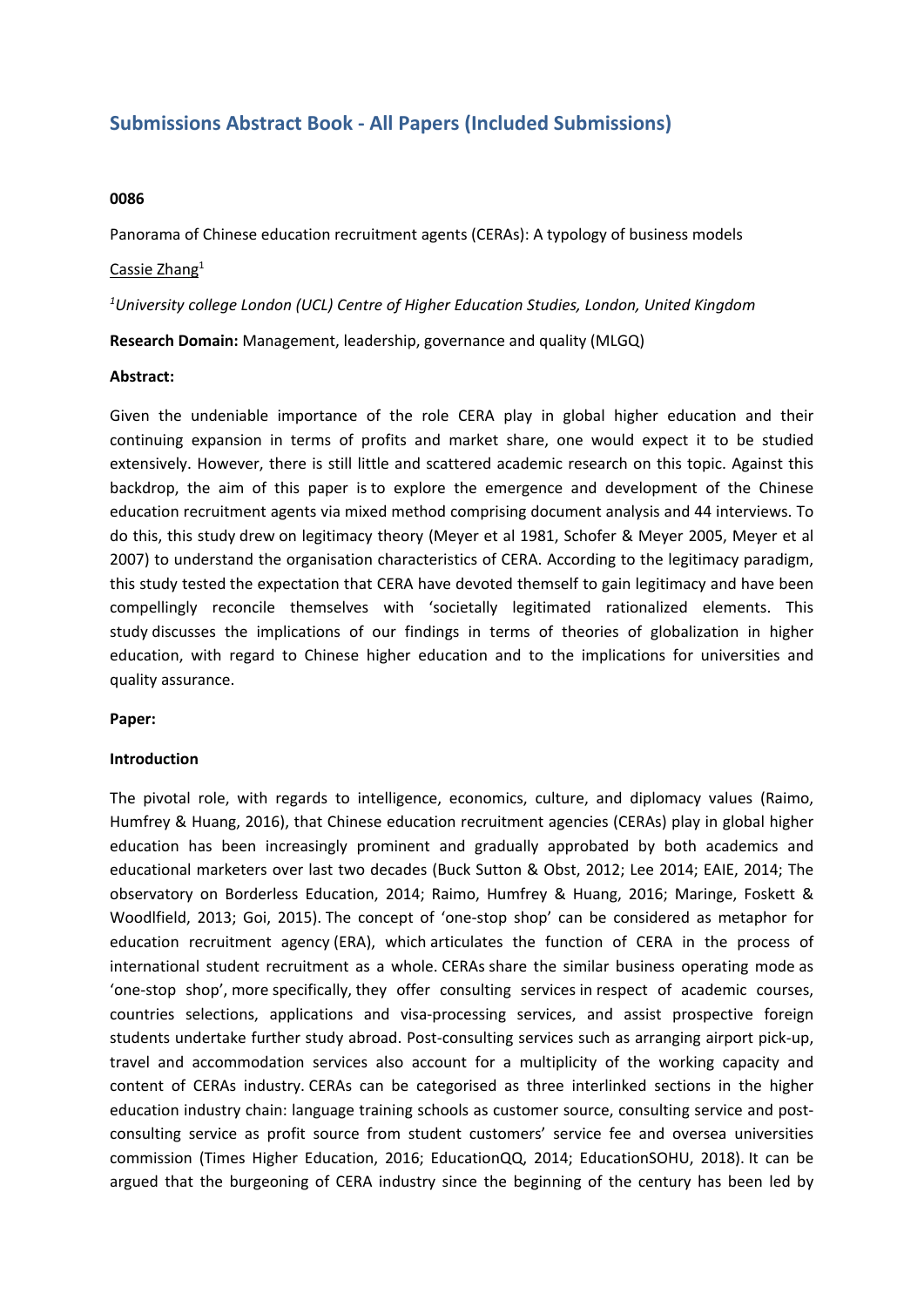# Submissions Abstract Book - All Papers (Included Submissions)

**0086**

Panorama of Chinese education recruitment agents (CERAs): A typology of business models

Cassie Zhang[1]

*[1]University college London (UCL) Centre of Higher Education Studies, London, United Kingdom*

**Research Domain:** Management, leadership, governance and quality (MLGQ)

**Abstract:**

Given the undeniable importance of the role CERA play in global higher education and their continuing expansion in terms of profits and market share, one would expect it to be studied extensively. However, there is still little and scattered academic research on this topic. Against this backdrop, the aim of this paper is to explore the emergence and development of the Chinese education recruitment agents via mixed method comprising document analysis and 44 interviews. To do this, this study drew on legitimacy theory (Meyer et al 1981, Schofer & Meyer 2005, Meyer et al 2007) to understand the organisation characteristics of CERA. According to the legitimacy paradigm, this study tested the expectation that CERA have devoted themself to gain legitimacy and have been compellingly reconcile themselves with 'societally legitimated rationalized elements. This study discusses the implications of our findings in terms of theories of globalization in higher education, with regard to Chinese higher education and to the implications for universities and quality assurance.

**Paper:**

**Introduction**

The pivotal role, with regards to intelligence, economics, culture, and diplomacy values (Raimo, Humfrey & Huang, 2016), that Chinese education recruitment agencies (CERAs) play in global higher education has been increasingly prominent and gradually approbated by both academics and educational marketers over last two decades (Buck Sutton & Obst, 2012; Lee 2014; EAIE, 2014; The observatory on Borderless Education, 2014; Raimo, Humfrey & Huang, 2016; Maringe, Foskett & Woodlfield, 2013; Goi, 2015). The concept of 'one-stop shop' can be considered as metaphor for education recruitment agency (ERA), which articulates the function of CERA in the process of international student recruitment as a whole. CERAs share the similar business operating mode as 'one-stop shop', more specifically, they offer consulting services in respect of academic courses, countries selections, applications and visa-processing services, and assist prospective foreign students undertake further study abroad. Post-consulting services such as arranging airport pick-up, travel and accommodation services also account for a multiplicity of the working capacity and content of CERAs industry. CERAs can be categorised as three interlinked sections in the higher education industry chain: language training schools as customer source, consulting service and post-consulting service as profit source from student customers' service fee and oversea universities commission (Times Higher Education, 2016; EducationQQ, 2014; EducationSOHU, 2018). It can be argued that the burgeoning of CERA industry since the beginning of the century has been led by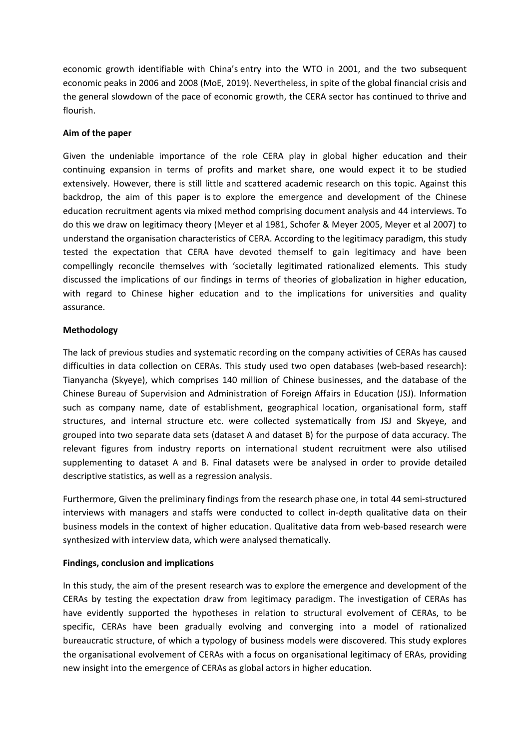economic growth identifiable with China's entry into the WTO in 2001, and the two subsequent economic peaks in 2006 and 2008 (MoE, 2019). Nevertheless, in spite of the global financial crisis and the general slowdown of the pace of economic growth, the CERA sector has continued to thrive and flourish.

**Aim of the paper**

Given the undeniable importance of the role CERA play in global higher education and their continuing expansion in terms of profits and market share, one would expect it to be studied extensively. However, there is still little and scattered academic research on this topic. Against this backdrop, the aim of this paper is to explore the emergence and development of the Chinese education recruitment agents via mixed method comprising document analysis and 44 interviews. To do this we draw on legitimacy theory (Meyer et al 1981, Schofer & Meyer 2005, Meyer et al 2007) to understand the organisation characteristics of CERA. According to the legitimacy paradigm, this study tested the expectation that CERA have devoted themself to gain legitimacy and have been compellingly reconcile themselves with 'societally legitimated rationalized elements. This study discussed the implications of our findings in terms of theories of globalization in higher education, with regard to Chinese higher education and to the implications for universities and quality assurance.

**Methodology**

The lack of previous studies and systematic recording on the company activities of CERAs has caused difficulties in data collection on CERAs. This study used two open databases (web-based research): Tianyancha (Skyeye), which comprises 140 million of Chinese businesses, and the database of the Chinese Bureau of Supervision and Administration of Foreign Affairs in Education (JSJ). Information such as company name, date of establishment, geographical location, organisational form, staff structures, and internal structure etc. were collected systematically from JSJ and Skyeye, and grouped into two separate data sets (dataset A and dataset B) for the purpose of data accuracy. The relevant figures from industry reports on international student recruitment were also utilised supplementing to dataset A and B. Final datasets were be analysed in order to provide detailed descriptive statistics, as well as a regression analysis.

Furthermore, Given the preliminary findings from the research phase one, in total 44 semi-structured interviews with managers and staffs were conducted to collect in-depth qualitative data on their business models in the context of higher education. Qualitative data from web-based research were synthesized with interview data, which were analysed thematically.

**Findings, conclusion and implications**

In this study, the aim of the present research was to explore the emergence and development of the CERAs by testing the expectation draw from legitimacy paradigm. The investigation of CERAs has have evidently supported the hypotheses in relation to structural evolvement of CERAs, to be specific, CERAs have been gradually evolving and converging into a model of rationalized bureaucratic structure, of which a typology of business models were discovered. This study explores the organisational evolvement of CERAs with a focus on organisational legitimacy of ERAs, providing new insight into the emergence of CERAs as global actors in higher education.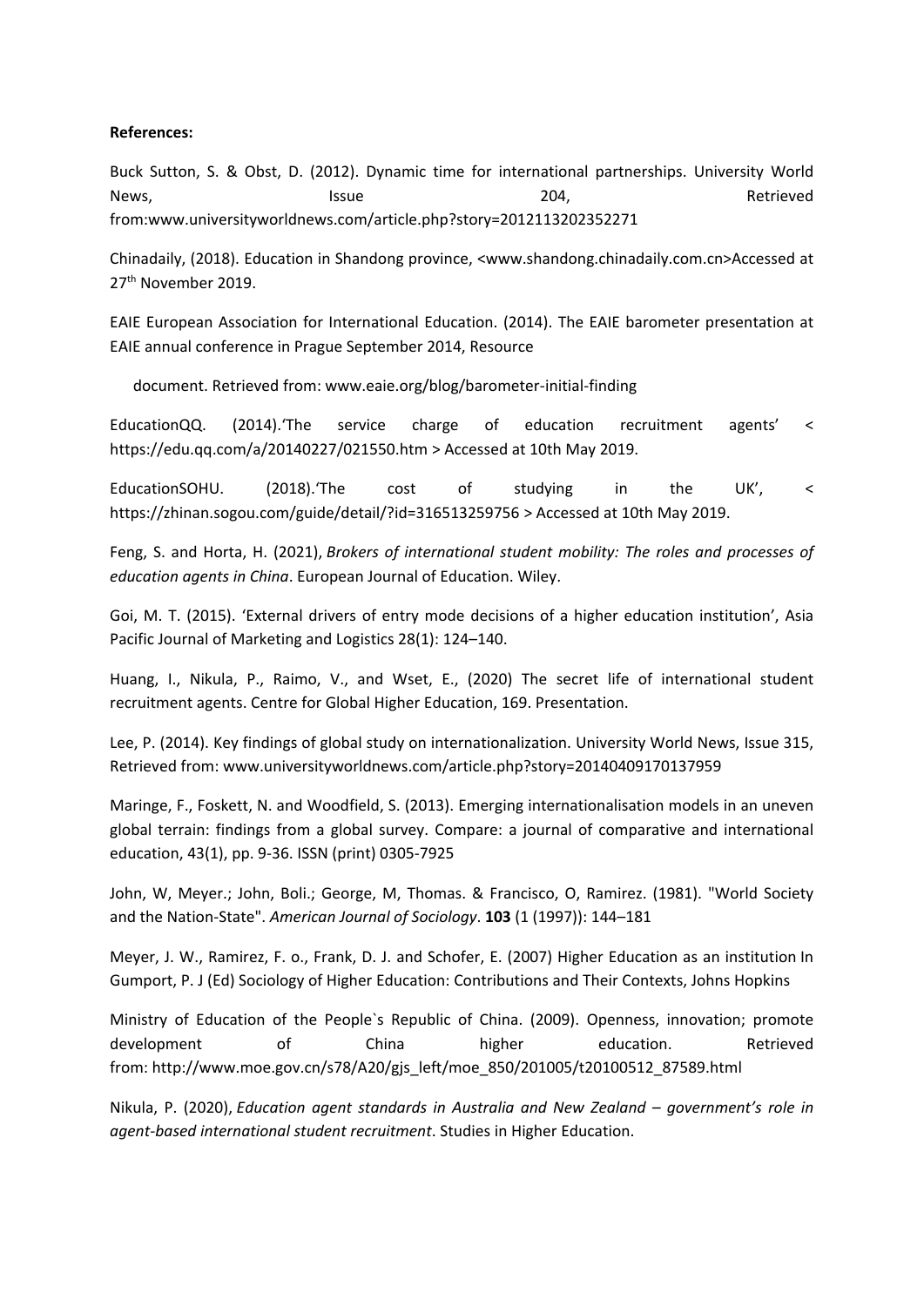**References:**

Buck Sutton, S. & Obst, D. (2012). Dynamic time for international partnerships. University World News, Issue 204, Retrieved from:www.universityworldnews.com/article.php?story=2012113202352271

Chinadaily, (2018). Education in Shandong province, <www.shandong.chinadaily.com.cn>Accessed at 27th November 2019.

EAIE European Association for International Education. (2014). The EAIE barometer presentation at EAIE annual conference in Prague September 2014, Resource

document. Retrieved from: www.eaie.org/blog/barometer-initial-finding

EducationQQ. (2014).'The service charge of education recruitment agents' < https://edu.qq.com/a/20140227/021550.htm > Accessed at 10th May 2019.

EducationSOHU. (2018).'The cost of studying in the UK', < https://zhinan.sogou.com/guide/detail/?id=316513259756 > Accessed at 10th May 2019.

Feng, S. and Horta, H. (2021), *Brokers of international student mobility: The roles and processes of education agents in China*. European Journal of Education. Wiley.

Goi, M. T. (2015). 'External drivers of entry mode decisions of a higher education institution', Asia Pacific Journal of Marketing and Logistics 28(1): 124–140.

Huang, I., Nikula, P., Raimo, V., and Wset, E., (2020) The secret life of international student recruitment agents. Centre for Global Higher Education, 169. Presentation.

Lee, P. (2014). Key findings of global study on internationalization. University World News, Issue 315, Retrieved from: www.universityworldnews.com/article.php?story=20140409170137959

Maringe, F., Foskett, N. and Woodfield, S. (2013). Emerging internationalisation models in an uneven global terrain: findings from a global survey. Compare: a journal of comparative and international education, 43(1), pp. 9-36. ISSN (print) 0305-7925

John, W, Meyer.; John, Boli.; George, M, Thomas. & Francisco, O, Ramirez. (1981). "World Society and the Nation-State". *American Journal of Sociology*. **103** (1 (1997)): 144–181

Meyer, J. W., Ramirez, F. o., Frank, D. J. and Schofer, E. (2007) Higher Education as an institution In Gumport, P. J (Ed) Sociology of Higher Education: Contributions and Their Contexts, Johns Hopkins

Ministry of Education of the People`s Republic of China. (2009). Openness, innovation; promote development of China higher education. Retrieved from: http://www.moe.gov.cn/s78/A20/gjs_left/moe_850/201005/t20100512_87589.html

Nikula, P. (2020), *Education agent standards in Australia and New Zealand – government's role in agent-based international student recruitment*. Studies in Higher Education.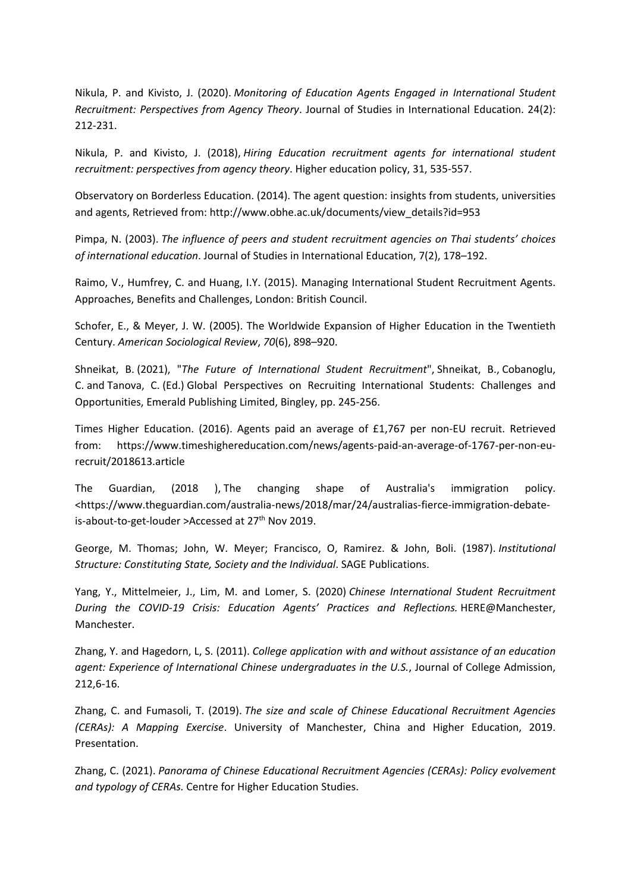Nikula, P. and Kivisto, J. (2020). *Monitoring of Education Agents Engaged in International Student Recruitment: Perspectives from Agency Theory*. Journal of Studies in International Education. 24(2): 212-231.

Nikula, P. and Kivisto, J. (2018), *Hiring Education recruitment agents for international student recruitment: perspectives from agency theory*. Higher education policy, 31, 535-557.

Observatory on Borderless Education. (2014). The agent question: insights from students, universities and agents, Retrieved from: http://www.obhe.ac.uk/documents/view_details?id=953

Pimpa, N. (2003). *The influence of peers and student recruitment agencies on Thai students' choices of international education*. Journal of Studies in International Education, 7(2), 178–192.

Raimo, V., Humfrey, C. and Huang, I.Y. (2015). Managing International Student Recruitment Agents. Approaches, Benefits and Challenges, London: British Council.

Schofer, E., & Meyer, J. W. (2005). The Worldwide Expansion of Higher Education in the Twentieth Century. *American Sociological Review*, *70*(6), 898–920.

Shneikat, B. (2021), "*The Future of International Student Recruitment*", Shneikat, B., Cobanoglu, C. and Tanova, C. (Ed.) Global Perspectives on Recruiting International Students: Challenges and Opportunities, Emerald Publishing Limited, Bingley, pp. 245-256.

Times Higher Education. (2016). Agents paid an average of £1,767 per non-EU recruit. Retrieved from: https://www.timeshighereducation.com/news/agents-paid-an-average-of-1767-per-non-eu-recruit/2018613.article

The Guardian, (2018 ), The changing shape of Australia's immigration policy. <https://www.theguardian.com/australia-news/2018/mar/24/australias-fierce-immigration-debate-is-about-to-get-louder >Accessed at 27th Nov 2019.

George, M. Thomas; John, W. Meyer; Francisco, O, Ramirez. & John, Boli. (1987). *Institutional Structure: Constituting State, Society and the Individual*. SAGE Publications.

Yang, Y., Mittelmeier, J., Lim, M. and Lomer, S. (2020) *Chinese International Student Recruitment During the COVID-19 Crisis: Education Agents' Practices and Reflections.* HERE@Manchester, Manchester.

Zhang, Y. and Hagedorn, L, S. (2011). *College application with and without assistance of an education agent: Experience of International Chinese undergraduates in the U.S.*, Journal of College Admission, 212,6-16.

Zhang, C. and Fumasoli, T. (2019). *The size and scale of Chinese Educational Recruitment Agencies (CERAs): A Mapping Exercise*. University of Manchester, China and Higher Education, 2019. Presentation.

Zhang, C. (2021). *Panorama of Chinese Educational Recruitment Agencies (CERAs): Policy evolvement and typology of CERAs.* Centre for Higher Education Studies.